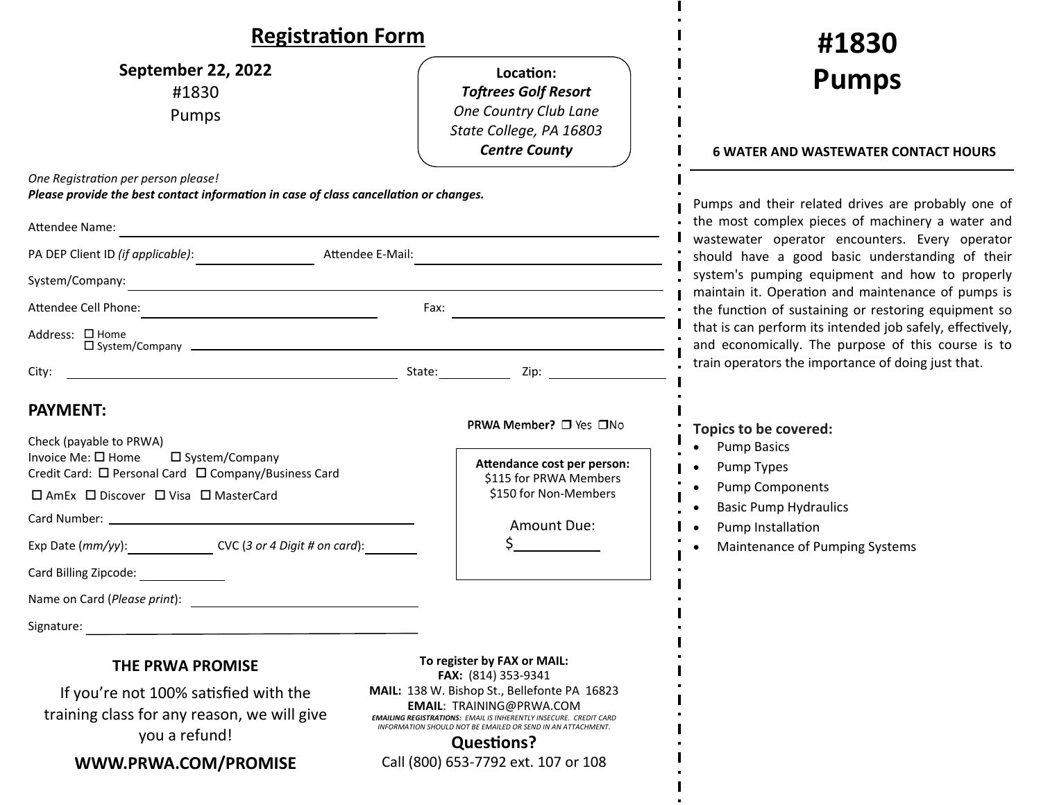## Registration Form

**September 22, 2022**
#1830
Pumps

**Location:**
***Toftrees Golf Resort***
*One Country Club Lane*
*State College, PA 16803*
***Centre County***

*One Registration per person please!*
***Please provide the best contact information in case of class cancellation or changes.***

Attendee Name: ______________________________

PA DEP Client ID *(if applicable)*: ______________ Attendee E-Mail: ______________________

System/Company: ______________________________

Attendee Cell Phone: ______________________ Fax: ______________________

Address: ☐ Home ☐ System/Company ______________________________

City: ______________________ State: __________ Zip: __________

### PAYMENT:

PRWA Member? ☐ Yes ☐ No

Check (payable to PRWA)
Invoice Me: ☐ Home ☐ System/Company
Credit Card: ☐ Personal Card ☐ Company/Business Card
☐ AmEx ☐ Discover ☐ Visa ☐ MasterCard

Card Number: ______________________________

Exp Date (*mm/yy*): __________ CVC (*3 or 4 Digit # on card*): __________

Card Billing Zipcode: __________

Name on Card (*Please print*): ______________________

Signature: ______________________

**Attendance cost per person:**
$115 for PRWA Members
$150 for Non-Members

Amount Due:
$__________

### THE PRWA PROMISE

If you're not 100% satisfied with the training class for any reason, we will give you a refund!

**WWW.PRWA.COM/PROMISE**

**To register by FAX or MAIL:**
**FAX:** (814) 353-9341
**MAIL:** 138 W. Bishop St., Bellefonte PA 16823
**EMAIL**: TRAINING@PRWA.COM
***EMAILING REGISTRATIONS:*** *EMAIL IS INHERENTLY INSECURE. CREDIT CARD INFORMATION SHOULD NOT BE EMAILED OR SEND IN AN ATTACHMENT.*

**Questions?**
Call (800) 653-7792 ext. 107 or 108

# #1830 Pumps

**6 WATER AND WASTEWATER CONTACT HOURS**

Pumps and their related drives are probably one of the most complex pieces of machinery a water and wastewater operator encounters. Every operator should have a good basic understanding of their system's pumping equipment and how to properly maintain it. Operation and maintenance of pumps is the function of sustaining or restoring equipment so that is can perform its intended job safely, effectively, and economically. The purpose of this course is to train operators the importance of doing just that.

**Topics to be covered:**

- Pump Basics
- Pump Types
- Pump Components
- Basic Pump Hydraulics
- Pump Installation
- Maintenance of Pumping Systems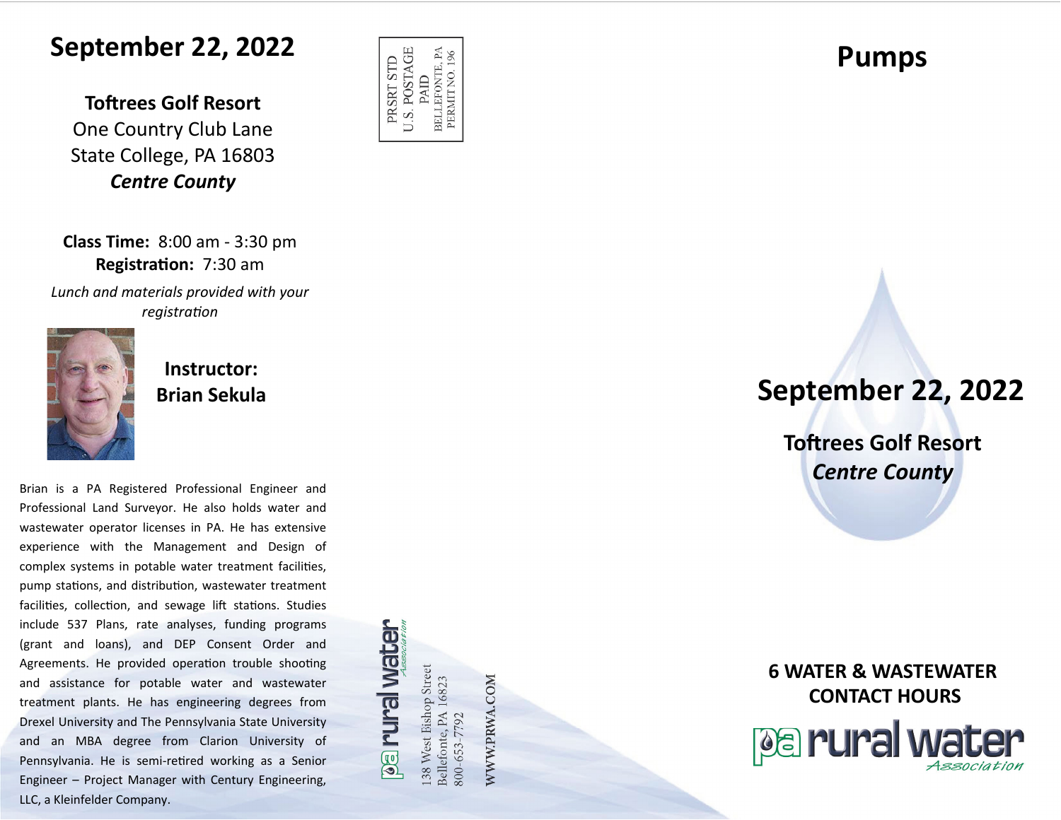# September 22, 2022

**Toftrees Golf Resort**
One Country Club Lane
State College, PA 16803
***Centre County***

**Class Time:** 8:00 am - 3:30 pm
**Registration:** 7:30 am

*Lunch and materials provided with your registration*

**Instructor:**
**Brian Sekula**

Brian is a PA Registered Professional Engineer and Professional Land Surveyor. He also holds water and wastewater operator licenses in PA. He has extensive experience with the Management and Design of complex systems in potable water treatment facilities, pump stations, and distribution, wastewater treatment facilities, collection, and sewage lift stations. Studies include 537 Plans, rate analyses, funding programs (grant and loans), and DEP Consent Order and Agreements. He provided operation trouble shooting and assistance for potable water and wastewater treatment plants. He has engineering degrees from Drexel University and The Pennsylvania State University and an MBA degree from Clarion University of Pennsylvania. He is semi-retired working as a Senior Engineer – Project Manager with Century Engineering, LLC, a Kleinfelder Company.

PRSRT STD
U.S. POSTAGE
PAID
BELLEFONTE, PA
PERMIT NO. 196

pa rural water Association
138 West Bishop Street
Bellefonte, PA 16823
800-653-7792
WWW.PRWA.COM

# Pumps

## September 22, 2022

**Toftrees Golf Resort**
***Centre County***

**6 WATER & WASTEWATER CONTACT HOURS**

pa rural water Association